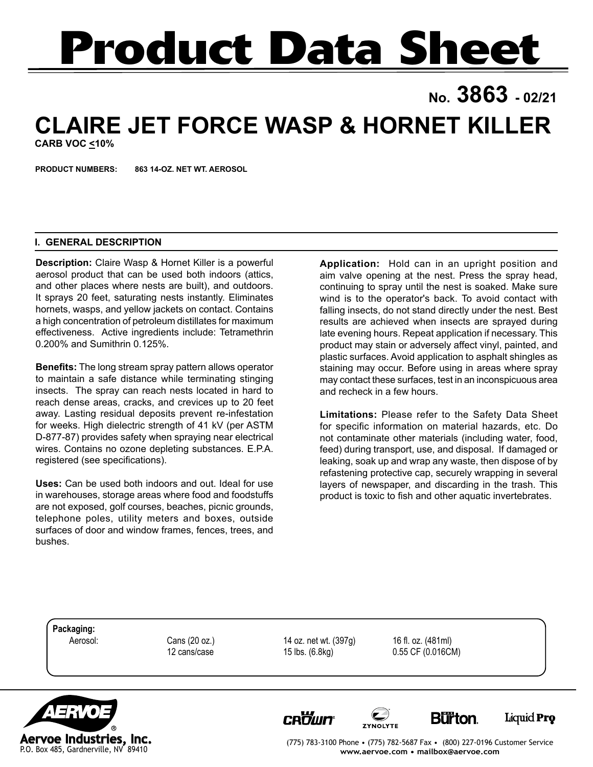# Product Data Sheet

**No. 3863 - 02/21**

## CLAIRE JET FORCE WASP & HORNET KILLER

**CARB VOC <10%**

**PRODUCT NUMBERS:** **863 14-OZ. NET WT. AEROSOL**

### I. GENERAL DESCRIPTION

**Description:** Claire Wasp & Hornet Killer is a powerful aerosol product that can be used both indoors (attics, and other places where nests are built), and outdoors. It sprays 20 feet, saturating nests instantly. Eliminates hornets, wasps, and yellow jackets on contact. Contains a high concentration of petroleum distillates for maximum effectiveness. Active ingredients include: Tetramethrin 0.200% and Sumithrin 0.125%.

**Benefits:** The long stream spray pattern allows operator to maintain a safe distance while terminating stinging insects. The spray can reach nests located in hard to reach dense areas, cracks, and crevices up to 20 feet away. Lasting residual deposits prevent re-infestation for weeks. High dielectric strength of 41 kV (per ASTM D-877-87) provides safety when spraying near electrical wires. Contains no ozone depleting substances. E.P.A. registered (see specifications).

**Uses:** Can be used both indoors and out. Ideal for use in warehouses, storage areas where food and foodstuffs are not exposed, golf courses, beaches, picnic grounds, telephone poles, utility meters and boxes, outside surfaces of door and window frames, fences, trees, and bushes.

**Application:** Hold can in an upright position and aim valve opening at the nest. Press the spray head, continuing to spray until the nest is soaked. Make sure wind is to the operator's back. To avoid contact with falling insects, do not stand directly under the nest. Best results are achieved when insects are sprayed during late evening hours. Repeat application if necessary. This product may stain or adversely affect vinyl, painted, and plastic surfaces. Avoid application to asphalt shingles as staining may occur. Before using in areas where spray may contact these surfaces, test in an inconspicuous area and recheck in a few hours.

**Limitations:** Please refer to the Safety Data Sheet for specific information on material hazards, etc. Do not contaminate other materials (including water, food, feed) during transport, use, and disposal. If damaged or leaking, soak up and wrap any waste, then dispose of by refastening protective cap, securely wrapping in several layers of newspaper, and discarding in the trash. This product is toxic to fish and other aquatic invertebrates.

**Packaging:**

| | | | |
|---|---|---|---|
| Aerosol: | Cans (20 oz.) | 14 oz. net wt. (397g) | 16 fl. oz. (481ml) |
| | 12 cans/case | 15 lbs. (6.8kg) | 0.55 CF (0.016CM) |

**Aerover Industries, Inc.**
P.O. Box 485, Gardnerville, NV 89410

(775) 783-3100 Phone • (775) 782-5687 Fax • (800) 227-0196 Customer Service
www.aervoe.com • mailbox@aervoe.com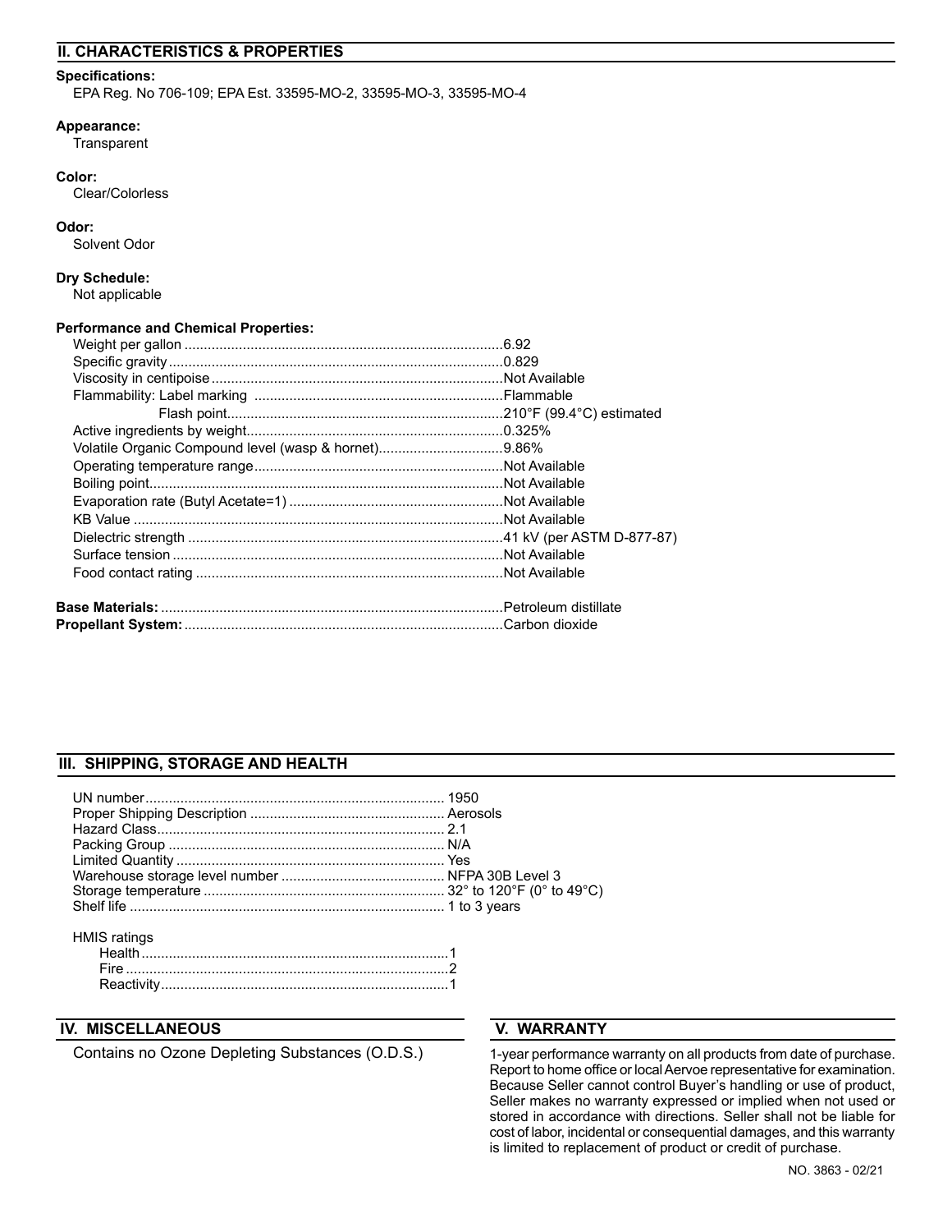## II. CHARACTERISTICS & PROPERTIES

**Specifications:**
EPA Reg. No 706-109; EPA Est. 33595-MO-2, 33595-MO-3, 33595-MO-4

**Appearance:**
Transparent

**Color:**
Clear/Colorless

**Odor:**
Solvent Odor

**Dry Schedule:**
Not applicable

**Performance and Chemical Properties:**

| | |
|---|---|
| Weight per gallon | 6.92 |
| Specific gravity | 0.829 |
| Viscosity in centipoise | Not Available |
| Flammability: Label marking | Flammable |
| Flash point | 210°F (99.4°C) estimated |
| Active ingredients by weight | 0.325% |
| Volatile Organic Compound level (wasp & hornet) | 9.86% |
| Operating temperature range | Not Available |
| Boiling point | Not Available |
| Evaporation rate (Butyl Acetate=1) | Not Available |
| KB Value | Not Available |
| Dielectric strength | 41 kV (per ASTM D-877-87) |
| Surface tension | Not Available |
| Food contact rating | Not Available |

**Base Materials:** ............ Petroleum distillate
**Propellant System:** ............ Carbon dioxide

## III. SHIPPING, STORAGE AND HEALTH

| | |
|---|---|
| UN number | 1950 |
| Proper Shipping Description | Aerosols |
| Hazard Class | 2.1 |
| Packing Group | N/A |
| Limited Quantity | Yes |
| Warehouse storage level number | NFPA 30B Level 3 |
| Storage temperature | 32° to 120°F (0° to 49°C) |
| Shelf life | 1 to 3 years |

HMIS ratings

| | |
|---|---|
| Health | 1 |
| Fire | 2 |
| Reactivity | 1 |

## IV. MISCELLANEOUS

Contains no Ozone Depleting Substances (O.D.S.)

## V. WARRANTY

1-year performance warranty on all products from date of purchase. Report to home office or local Aervoe representative for examination. Because Seller cannot control Buyer's handling or use of product, Seller makes no warranty expressed or implied when not used or stored in accordance with directions. Seller shall not be liable for cost of labor, incidental or consequential damages, and this warranty is limited to replacement of product or credit of purchase.

NO. 3863 - 02/21